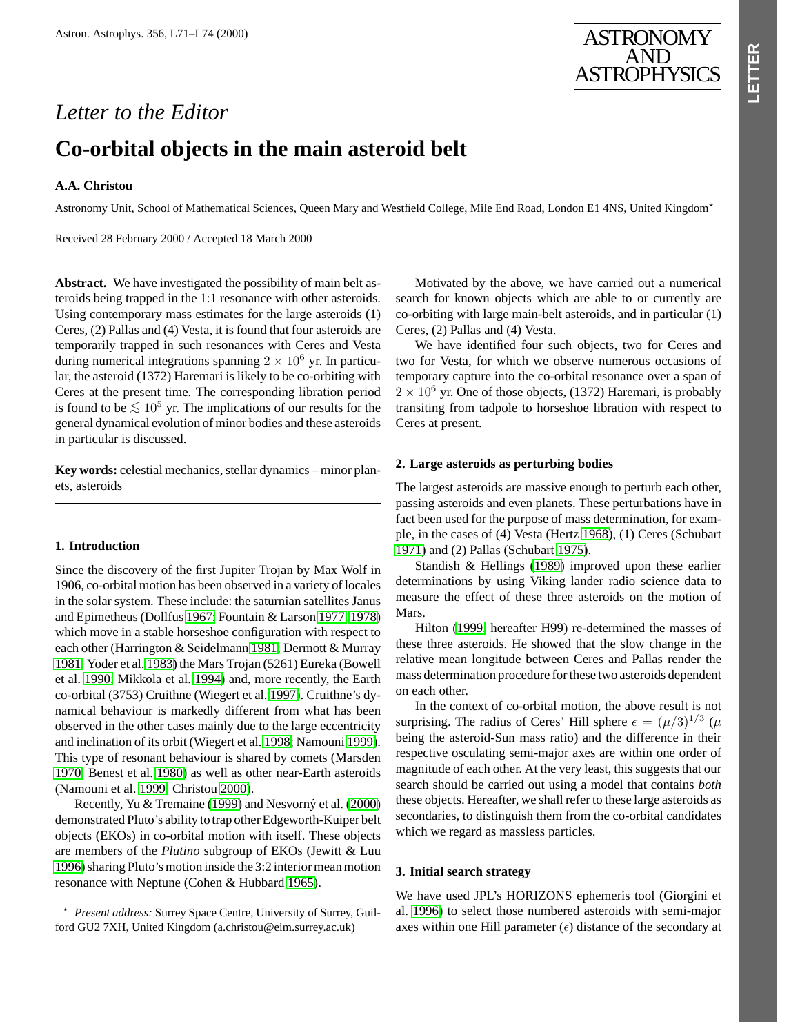*Letter to the Editor*

# Co-orbital objects in the main asteroid belt

**A.A. Christou**

Astronomy Unit, School of Mathematical Sciences, Queen Mary and Westfield College, Mile End Road, London E1 4NS, United Kingdom[⋆]

Received 28 February 2000 / Accepted 18 March 2000

**Abstract.** We have investigated the possibility of main belt asteroids being trapped in the 1:1 resonance with other asteroids. Using contemporary mass estimates for the large asteroids (1) Ceres, (2) Pallas and (4) Vesta, it is found that four asteroids are temporarily trapped in such resonances with Ceres and Vesta during numerical integrations spanning $2 \times 10^6$ yr. In particular, the asteroid (1372) Haremari is likely to be co-orbiting with Ceres at the present time. The corresponding libration period is found to be $\lesssim 10^5$ yr. The implications of our results for the general dynamical evolution of minor bodies and these asteroids in particular is discussed.

**Key words:** celestial mechanics, stellar dynamics – minor planets, asteroids

## 1. Introduction

Since the discovery of the first Jupiter Trojan by Max Wolf in 1906, co-orbital motion has been observed in a variety of locales in the solar system. These include: the saturnian satellites Janus and Epimetheus (Dollfus 1967; Fountain & Larson 1977, 1978) which move in a stable horseshoe configuration with respect to each other (Harrington & Seidelmann 1981; Dermott & Murray 1981; Yoder et al. 1983) the Mars Trojan (5261) Eureka (Bowell et al. 1990; Mikkola et al. 1994) and, more recently, the Earth co-orbital (3753) Cruithne (Wiegert et al. 1997). Cruithne's dynamical behaviour is markedly different from what has been observed in the other cases mainly due to the large eccentricity and inclination of its orbit (Wiegert et al. 1998; Namouni 1999). This type of resonant behaviour is shared by comets (Marsden 1970; Benest et al. 1980) as well as other near-Earth asteroids (Namouni et al. 1999; Christou 2000).

Recently, Yu & Tremaine (1999) and Nesvorný et al. (2000) demonstrated Pluto's ability to trap other Edgeworth-Kuiper belt objects (EKOs) in co-orbital motion with itself. These objects are members of the *Plutino* subgroup of EKOs (Jewitt & Luu 1996) sharing Pluto's motion inside the 3:2 interior mean motion resonance with Neptune (Cohen & Hubbard 1965).

Motivated by the above, we have carried out a numerical search for known objects which are able to or currently are co-orbiting with large main-belt asteroids, and in particular (1) Ceres, (2) Pallas and (4) Vesta.

We have identified four such objects, two for Ceres and two for Vesta, for which we observe numerous occasions of temporary capture into the co-orbital resonance over a span of $2 \times 10^6$ yr. One of those objects, (1372) Haremari, is probably transiting from tadpole to horseshoe libration with respect to Ceres at present.

## 2. Large asteroids as perturbing bodies

The largest asteroids are massive enough to perturb each other, passing asteroids and even planets. These perturbations have in fact been used for the purpose of mass determination, for example, in the cases of (4) Vesta (Hertz 1968), (1) Ceres (Schubart 1971) and (2) Pallas (Schubart 1975).

Standish & Hellings (1989) improved upon these earlier determinations by using Viking lander radio science data to measure the effect of these three asteroids on the motion of Mars.

Hilton (1999, hereafter H99) re-determined the masses of these three asteroids. He showed that the slow change in the relative mean longitude between Ceres and Pallas render the mass determination procedure for these two asteroids dependent on each other.

In the context of co-orbital motion, the above result is not surprising. The radius of Ceres' Hill sphere $\epsilon = (\mu/3)^{1/3}$ ($\mu$ being the asteroid-Sun mass ratio) and the difference in their respective osculating semi-major axes are within one order of magnitude of each other. At the very least, this suggests that our search should be carried out using a model that contains *both* these objects. Hereafter, we shall refer to these large asteroids as secondaries, to distinguish them from the co-orbital candidates which we regard as massless particles.

## 3. Initial search strategy

We have used JPL's HORIZONS ephemeris tool (Giorgini et al. 1996) to select those numbered asteroids with semi-major axes within one Hill parameter ($\epsilon$) distance of the secondary at

[⋆] *Present address:* Surrey Space Centre, University of Surrey, Guildford GU2 7XH, United Kingdom (a.christou@eim.surrey.ac.uk)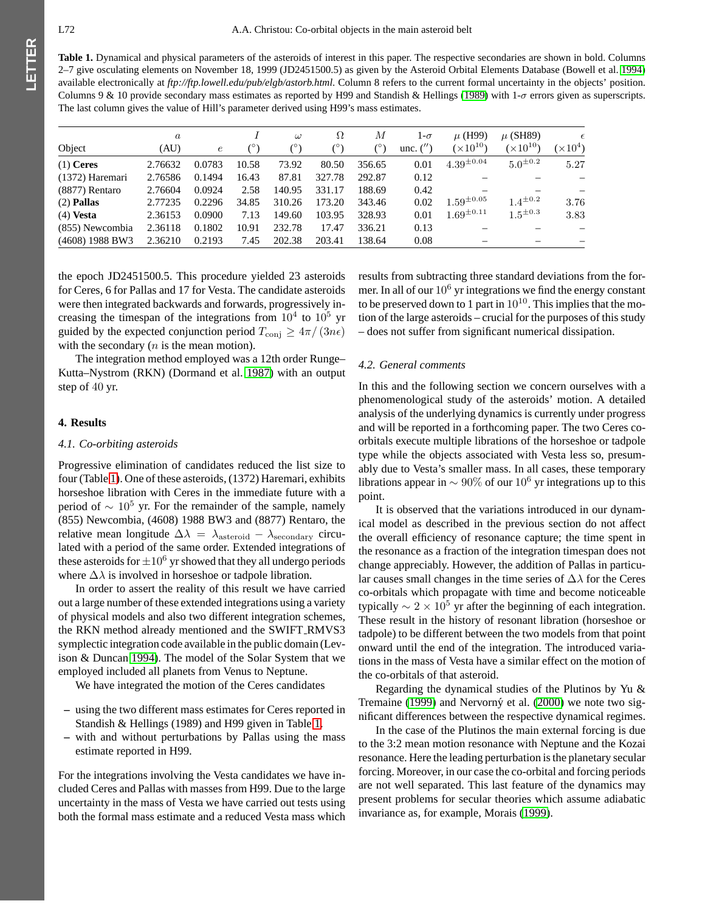**Table 1.** Dynamical and physical parameters of the asteroids of interest in this paper. The respective secondaries are shown in bold. Columns 2–7 give osculating elements on November 18, 1999 (JD2451500.5) as given by the Asteroid Orbital Elements Database (Bowell et al. 1994) available electronically at *ftp://ftp.lowell.edu/pub/elgb/astorb.html*. Column 8 refers to the current formal uncertainty in the objects' position. Columns 9 & 10 provide secondary mass estimates as reported by H99 and Standish & Hellings (1989) with 1-$\sigma$ errors given as superscripts. The last column gives the value of Hill's parameter derived using H99's mass estimates.

| Object | $a$ (AU) | $e$ | $I$ (°) | $\omega$ (°) | $\Omega$ (°) | $M$ (°) | 1-$\sigma$ unc. ($''$) | $\mu$ (H99) ($\times 10^{10}$) | $\mu$ (SH89) ($\times 10^{10}$) | $\epsilon$ ($\times 10^{4}$) |
|---|---|---|---|---|---|---|---|---|---|---|
| (1) **Ceres** | 2.76632 | 0.0783 | 10.58 | 73.92 | 80.50 | 356.65 | 0.01 | $4.39^{\pm 0.04}$ | $5.0^{\pm 0.2}$ | 5.27 |
| (1372) Haremari | 2.76586 | 0.1494 | 16.43 | 87.81 | 327.78 | 292.87 | 0.12 | – | – | – |
| (8877) Rentaro | 2.76604 | 0.0924 | 2.58 | 140.95 | 331.17 | 188.69 | 0.42 | – | – | – |
| (2) **Pallas** | 2.77235 | 0.2296 | 34.85 | 310.26 | 173.20 | 343.46 | 0.02 | $1.59^{\pm 0.05}$ | $1.4^{\pm 0.2}$ | 3.76 |
| (4) **Vesta** | 2.36153 | 0.0900 | 7.13 | 149.60 | 103.95 | 328.93 | 0.01 | $1.69^{\pm 0.11}$ | $1.5^{\pm 0.3}$ | 3.83 |
| (855) Newcombia | 2.36118 | 0.1802 | 10.91 | 232.78 | 17.47 | 336.21 | 0.13 | – | – | – |
| (4608) 1988 BW3 | 2.36210 | 0.2193 | 7.45 | 202.38 | 203.41 | 138.64 | 0.08 | – | – | – |

the epoch JD2451500.5. This procedure yielded 23 asteroids for Ceres, 6 for Pallas and 17 for Vesta. The candidate asteroids were then integrated backwards and forwards, progressively increasing the timespan of the integrations from $10^4$ to $10^5$ yr guided by the expected conjunction period $T_{\rm conj} \geq 4\pi/(3n\epsilon)$ with the secondary ($n$ is the mean motion).

The integration method employed was a 12th order Runge–Kutta–Nystrom (RKN) (Dormand et al. 1987) with an output step of 40 yr.

## 4. Results

### 4.1. Co-orbiting asteroids

Progressive elimination of candidates reduced the list size to four (Table 1). One of these asteroids, (1372) Haremari, exhibits horseshoe libration with Ceres in the immediate future with a period of $\sim 10^5$ yr. For the remainder of the sample, namely (855) Newcombia, (4608) 1988 BW3 and (8877) Rentaro, the relative mean longitude $\Delta\lambda = \lambda_{\rm asteroid} - \lambda_{\rm secondary}$ circulated with a period of the same order. Extended integrations of these asteroids for $\pm 10^6$ yr showed that they all undergo periods where $\Delta\lambda$ is involved in horseshoe or tadpole libration.

In order to assert the reality of this result we have carried out a large number of these extended integrations using a variety of physical models and also two different integration schemes, the RKN method already mentioned and the SWIFT_RMVS3 symplectic integration code available in the public domain (Levison & Duncan 1994). The model of the Solar System that we employed included all planets from Venus to Neptune.

We have integrated the motion of the Ceres candidates

- using the two different mass estimates for Ceres reported in Standish & Hellings (1989) and H99 given in Table 1.
- with and without perturbations by Pallas using the mass estimate reported in H99.

For the integrations involving the Vesta candidates we have included Ceres and Pallas with masses from H99. Due to the large uncertainty in the mass of Vesta we have carried out tests using both the formal mass estimate and a reduced Vesta mass which results from subtracting three standard deviations from the former. In all of our $10^6$ yr integrations we find the energy constant to be preserved down to 1 part in $10^{10}$. This implies that the motion of the large asteroids – crucial for the purposes of this study – does not suffer from significant numerical dissipation.

### 4.2. General comments

In this and the following section we concern ourselves with a phenomenological study of the asteroids' motion. A detailed analysis of the underlying dynamics is currently under progress and will be reported in a forthcoming paper. The two Ceres co-orbitals execute multiple librations of the horseshoe or tadpole type while the objects associated with Vesta less so, presumably due to Vesta's smaller mass. In all cases, these temporary librations appear in $\sim 90\%$ of our $10^6$ yr integrations up to this point.

It is observed that the variations introduced in our dynamical model as described in the previous section do not affect the overall efficiency of resonance capture; the time spent in the resonance as a fraction of the integration timespan does not change appreciably. However, the addition of Pallas in particular causes small changes in the time series of $\Delta\lambda$ for the Ceres co-orbitals which propagate with time and become noticeable typically $\sim 2 \times 10^5$ yr after the beginning of each integration. These result in the history of resonant libration (horseshoe or tadpole) to be different between the two models from that point onward until the end of the integration. The introduced variations in the mass of Vesta have a similar effect on the motion of the co-orbitals of that asteroid.

Regarding the dynamical studies of the Plutinos by Yu & Tremaine (1999) and Nervorný et al. (2000) we note two significant differences between the respective dynamical regimes.

In the case of the Plutinos the main external forcing is due to the 3:2 mean motion resonance with Neptune and the Kozai resonance. Here the leading perturbation is the planetary secular forcing. Moreover, in our case the co-orbital and forcing periods are not well separated. This last feature of the dynamics may present problems for secular theories which assume adiabatic invariance as, for example, Morais (1999).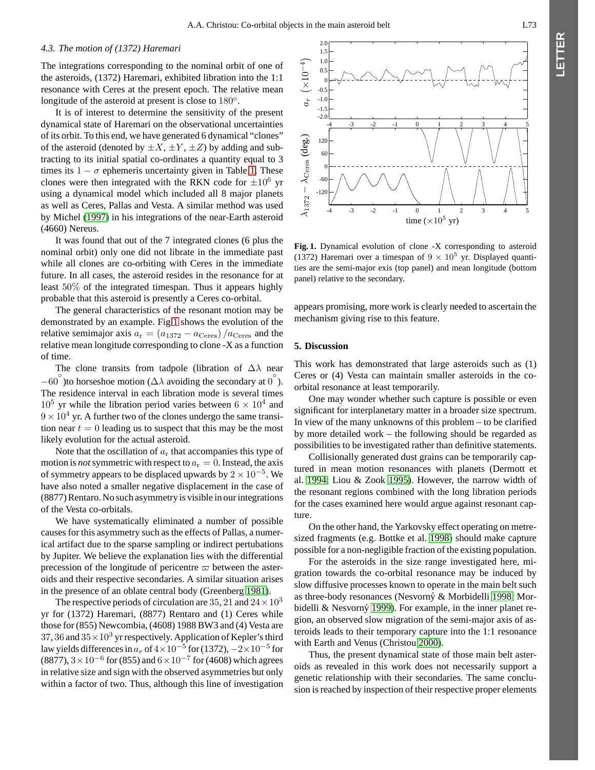### 4.3. The motion of (1372) Haremari

The integrations corresponding to the nominal orbit of one of the asteroids, (1372) Haremari, exhibited libration into the 1:1 resonance with Ceres at the present epoch. The relative mean longitude of the asteroid at present is close to $180°$.

It is of interest to determine the sensitivity of the present dynamical state of Haremari on the observational uncertainties of its orbit. To this end, we have generated 6 dynamical "clones" of the asteroid (denoted by $\pm X$, $\pm Y$, $\pm Z$) by adding and subtracting to its initial spatial co-ordinates a quantity equal to 3 times its $1-\sigma$ ephemeris uncertainty given in Table 1. These clones were then integrated with the RKN code for $\pm 10^6$ yr using a dynamical model which included all 8 major planets as well as Ceres, Pallas and Vesta. A similar method was used by Michel (1997) in his integrations of the near-Earth asteroid (4660) Nereus.

It was found that out of the 7 integrated clones (6 plus the nominal orbit) only one did not librate in the immediate past while all clones are co-orbiting with Ceres in the immediate future. In all cases, the asteroid resides in the resonance for at least $50\%$ of the integrated timespan. Thus it appears highly probable that this asteroid is presently a Ceres co-orbital.

The general characteristics of the resonant motion may be demonstrated by an example. Fig 1 shows the evolution of the relative semimajor axis $a_{\rm r} = (a_{1372} - a_{\rm Ceres})/a_{\rm Ceres}$ and the relative mean longitude corresponding to clone -X as a function of time.

**Fig. 1.** Dynamical evolution of clone -X corresponding to asteroid (1372) Haremari over a timespan of $9 \times 10^5$ yr. Displayed quantities are the semi-major exis (top panel) and mean longitude (bottom panel) relative to the secondary.

The clone transits from tadpole (libration of $\Delta\lambda$ near $-60^{\circ}$)to horseshoe motion ($\Delta\lambda$ avoiding the secondary at $0^{\circ}$). The residence interval in each libration mode is several times $10^5$ yr while the libration period varies between $6 \times 10^4$ and $9 \times 10^4$ yr. A further two of the clones undergo the same transition near $t = 0$ leading us to suspect that this may be the most likely evolution for the actual asteroid.

Note that the oscillation of $a_{\rm r}$ that accompanies this type of motion is *not* symmetric with respect to $a_{\rm r} = 0$. Instead, the axis of symmetry appears to be displaced upwards by $2 \times 10^{-5}$. We have also noted a smaller negative displacement in the case of (8877) Rentaro. No such asymmetry is visible in our integrations of the Vesta co-orbitals.

We have systematically eliminated a number of possible causes for this asymmetry such as the effects of Pallas, a numerical artifact due to the sparse sampling or indirect pertubations by Jupiter. We believe the explanation lies with the differential precession of the longitude of pericentre $\varpi$ between the asteroids and their respective secondaries. A similar situation arises in the presence of an oblate central body (Greenberg 1981).

The respective periods of circulation are 35, 21 and $24 \times 10^3$ yr for (1372) Haremari, (8877) Rentaro and (1) Ceres while those for (855) Newcombia, (4608) 1988 BW3 and (4) Vesta are 37, 36 and $35 \times 10^3$ yr respectively. Application of Kepler's third law yields differences in $a_r$ of $4 \times 10^{-5}$ for (1372), $-2 \times 10^{-5}$ for (8877), $3 \times 10^{-6}$ for (855) and $6 \times 10^{-7}$ for (4608) which agrees in relative size and sign with the observed asymmetries but only within a factor of two. Thus, although this line of investigation appears promising, more work is clearly needed to ascertain the mechanism giving rise to this feature.

## 5. Discussion

This work has demonstrated that large asteroids such as (1) Ceres or (4) Vesta can maintain smaller asteroids in the co-orbital resonance at least temporarily.

One may wonder whether such capture is possible or even significant for interplanetary matter in a broader size spectrum. In view of the many unknowns of this problem – to be clarified by more detailed work – the following should be regarded as possibilities to be investigated rather than definitive statements.

Collisionally generated dust grains can be temporarily captured in mean motion resonances with planets (Dermott et al. 1994; Liou & Zook 1995). However, the narrow width of the resonant regions combined with the long libration periods for the cases examined here would argue against resonant capture.

On the other hand, the Yarkovsky effect operating on metre-sized fragments (e.g. Bottke et al. 1998) should make capture possible for a non-negligible fraction of the existing population.

For the asteroids in the size range investigated here, migration towards the co-orbital resonance may be induced by slow diffusive processes known to operate in the main belt such as three-body resonances (Nesvorný & Morbidelli 1998; Morbidelli & Nesvorný 1999). For example, in the inner planet region, an observed slow migration of the semi-major axis of asteroids leads to their temporary capture into the 1:1 resonance with Earth and Venus (Christou 2000).

Thus, the present dynamical state of those main belt asteroids as revealed in this work does not necessarily support a genetic relationship with their secondaries. The same conclusion is reached by inspection of their respective proper elements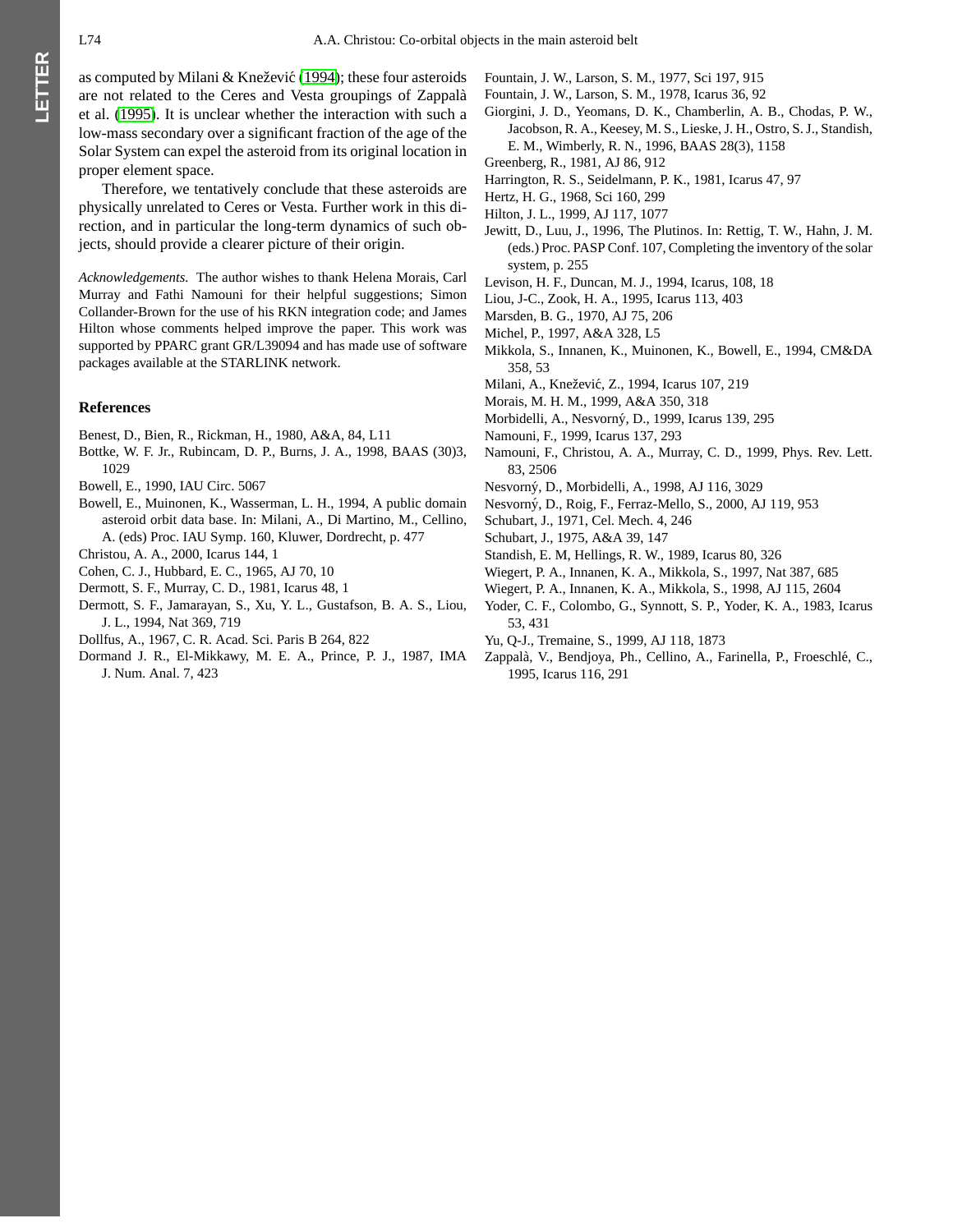as computed by Milani & Knežević (1994); these four asteroids are not related to the Ceres and Vesta groupings of Zappalà et al. (1995). It is unclear whether the interaction with such a low-mass secondary over a significant fraction of the age of the Solar System can expel the asteroid from its original location in proper element space.

Therefore, we tentatively conclude that these asteroids are physically unrelated to Ceres or Vesta. Further work in this direction, and in particular the long-term dynamics of such objects, should provide a clearer picture of their origin.

*Acknowledgements.* The author wishes to thank Helena Morais, Carl Murray and Fathi Namouni for their helpful suggestions; Simon Collander-Brown for the use of his RKN integration code; and James Hilton whose comments helped improve the paper. This work was supported by PPARC grant GR/L39094 and has made use of software packages available at the STARLINK network.

## References

Benest, D., Bien, R., Rickman, H., 1980, A&A, 84, L11
Bottke, W. F. Jr., Rubincam, D. P., Burns, J. A., 1998, BAAS (30)3, 1029
Bowell, E., 1990, IAU Circ. 5067
Bowell, E., Muinonen, K., Wasserman, L. H., 1994, A public domain asteroid orbit data base. In: Milani, A., Di Martino, M., Cellino, A. (eds) Proc. IAU Symp. 160, Kluwer, Dordrecht, p. 477
Christou, A. A., 2000, Icarus 144, 1
Cohen, C. J., Hubbard, E. C., 1965, AJ 70, 10
Dermott, S. F., Murray, C. D., 1981, Icarus 48, 1
Dermott, S. F., Jamarayan, S., Xu, Y. L., Gustafson, B. A. S., Liou, J. L., 1994, Nat 369, 719
Dollfus, A., 1967, C. R. Acad. Sci. Paris B 264, 822
Dormand J. R., El-Mikkawy, M. E. A., Prince, P. J., 1987, IMA J. Num. Anal. 7, 423
Fountain, J. W., Larson, S. M., 1977, Sci 197, 915
Fountain, J. W., Larson, S. M., 1978, Icarus 36, 92
Giorgini, J. D., Yeomans, D. K., Chamberlin, A. B., Chodas, P. W., Jacobson, R. A., Keesey, M. S., Lieske, J. H., Ostro, S. J., Standish, E. M., Wimberly, R. N., 1996, BAAS 28(3), 1158
Greenberg, R., 1981, AJ 86, 912
Harrington, R. S., Seidelmann, P. K., 1981, Icarus 47, 97
Hertz, H. G., 1968, Sci 160, 299
Hilton, J. L., 1999, AJ 117, 1077
Jewitt, D., Luu, J., 1996, The Plutinos. In: Rettig, T. W., Hahn, J. M. (eds.) Proc. PASP Conf. 107, Completing the inventory of the solar system, p. 255
Levison, H. F., Duncan, M. J., 1994, Icarus, 108, 18
Liou, J-C., Zook, H. A., 1995, Icarus 113, 403
Marsden, B. G., 1970, AJ 75, 206
Michel, P., 1997, A&A 328, L5
Mikkola, S., Innanen, K., Muinonen, K., Bowell, E., 1994, CM&DA 358, 53
Milani, A., Knežević, Z., 1994, Icarus 107, 219
Morais, M. H. M., 1999, A&A 350, 318
Morbidelli, A., Nesvorný, D., 1999, Icarus 139, 295
Namouni, F., 1999, Icarus 137, 293
Namouni, F., Christou, A. A., Murray, C. D., 1999, Phys. Rev. Lett. 83, 2506
Nesvorný, D., Morbidelli, A., 1998, AJ 116, 3029
Nesvorný, D., Roig, F., Ferraz-Mello, S., 2000, AJ 119, 953
Schubart, J., 1971, Cel. Mech. 4, 246
Schubart, J., 1975, A&A 39, 147
Standish, E. M, Hellings, R. W., 1989, Icarus 80, 326
Wiegert, P. A., Innanen, K. A., Mikkola, S., 1997, Nat 387, 685
Wiegert, P. A., Innanen, K. A., Mikkola, S., 1998, AJ 115, 2604
Yoder, C. F., Colombo, G., Synnott, S. P., Yoder, K. A., 1983, Icarus 53, 431
Yu, Q-J., Tremaine, S., 1999, AJ 118, 1873
Zappalà, V., Bendjoya, Ph., Cellino, A., Farinella, P., Froeschlé, C., 1995, Icarus 116, 291